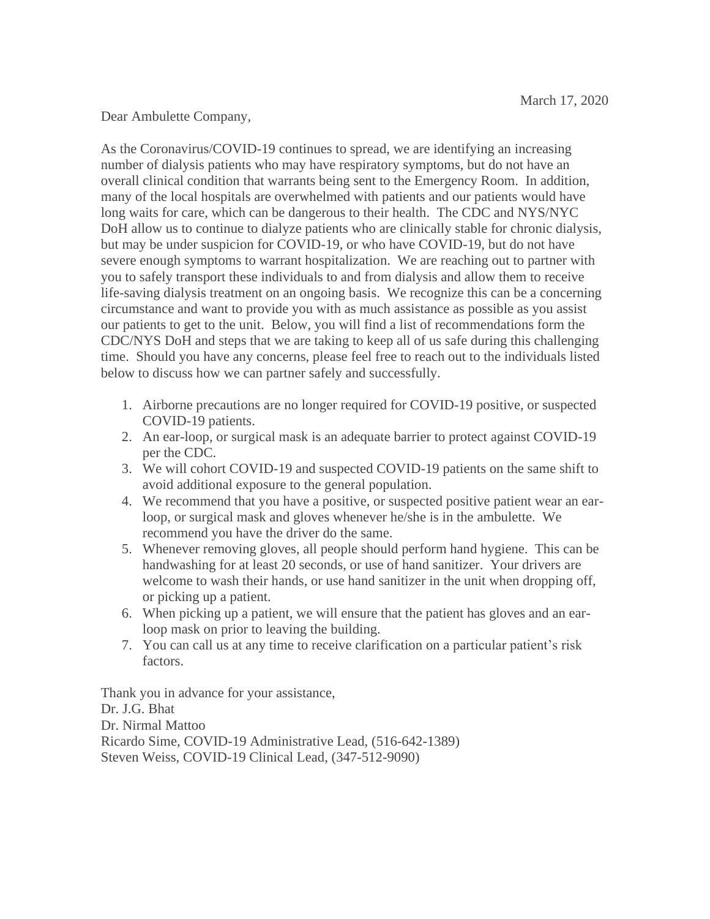March 17, 2020

Dear Ambulette Company,

As the Coronavirus/COVID-19 continues to spread, we are identifying an increasing number of dialysis patients who may have respiratory symptoms, but do not have an overall clinical condition that warrants being sent to the Emergency Room. In addition, many of the local hospitals are overwhelmed with patients and our patients would have long waits for care, which can be dangerous to their health. The CDC and NYS/NYC DoH allow us to continue to dialyze patients who are clinically stable for chronic dialysis, but may be under suspicion for COVID-19, or who have COVID-19, but do not have severe enough symptoms to warrant hospitalization. We are reaching out to partner with you to safely transport these individuals to and from dialysis and allow them to receive life-saving dialysis treatment on an ongoing basis. We recognize this can be a concerning circumstance and want to provide you with as much assistance as possible as you assist our patients to get to the unit. Below, you will find a list of recommendations form the CDC/NYS DoH and steps that we are taking to keep all of us safe during this challenging time. Should you have any concerns, please feel free to reach out to the individuals listed below to discuss how we can partner safely and successfully.

1. Airborne precautions are no longer required for COVID-19 positive, or suspected COVID-19 patients.
2. An ear-loop, or surgical mask is an adequate barrier to protect against COVID-19 per the CDC.
3. We will cohort COVID-19 and suspected COVID-19 patients on the same shift to avoid additional exposure to the general population.
4. We recommend that you have a positive, or suspected positive patient wear an ear-loop, or surgical mask and gloves whenever he/she is in the ambulette. We recommend you have the driver do the same.
5. Whenever removing gloves, all people should perform hand hygiene. This can be handwashing for at least 20 seconds, or use of hand sanitizer. Your drivers are welcome to wash their hands, or use hand sanitizer in the unit when dropping off, or picking up a patient.
6. When picking up a patient, we will ensure that the patient has gloves and an ear-loop mask on prior to leaving the building.
7. You can call us at any time to receive clarification on a particular patient's risk factors.

Thank you in advance for your assistance,
Dr. J.G. Bhat
Dr. Nirmal Mattoo
Ricardo Sime, COVID-19 Administrative Lead, (516-642-1389)
Steven Weiss, COVID-19 Clinical Lead, (347-512-9090)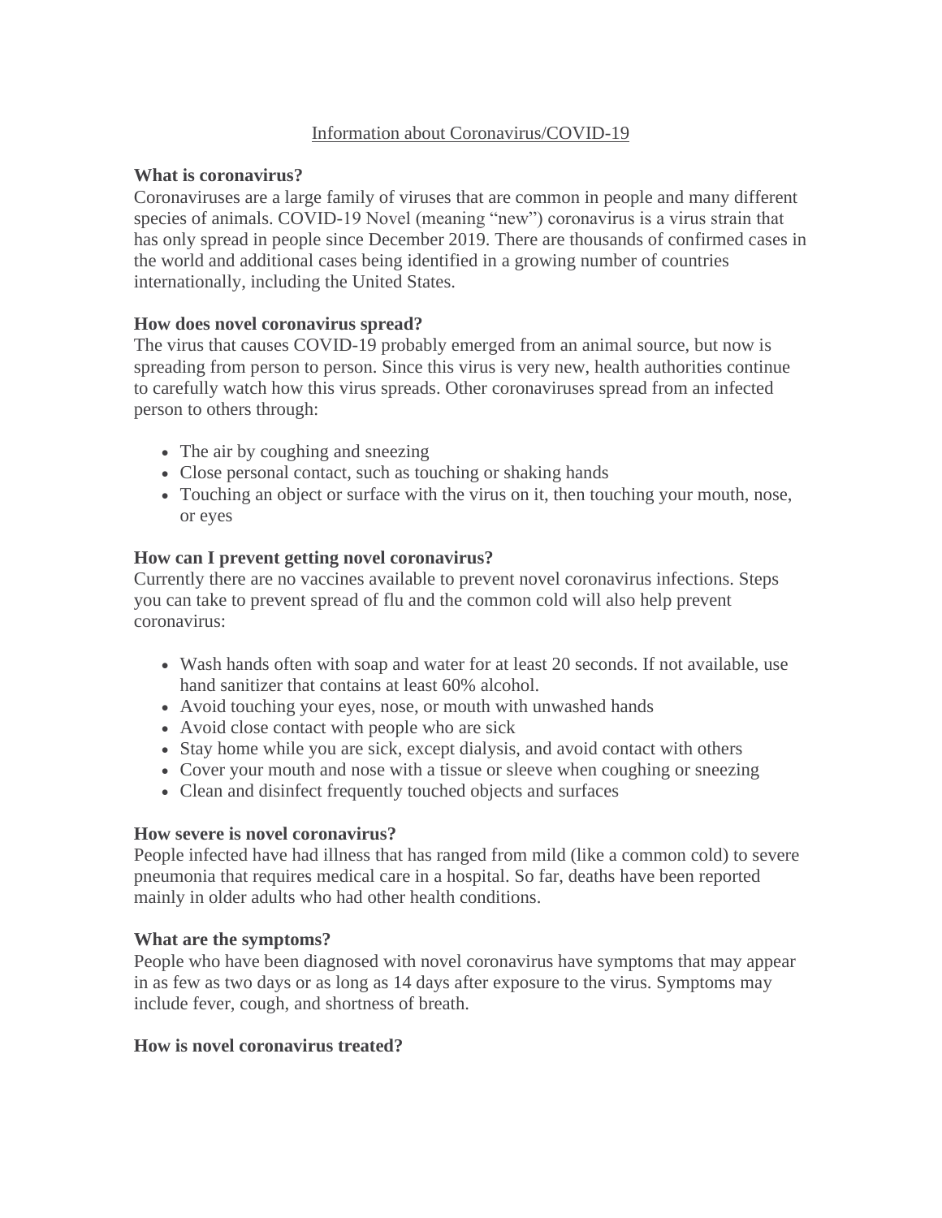Information about Coronavirus/COVID-19

**What is coronavirus?**

Coronaviruses are a large family of viruses that are common in people and many different species of animals. COVID-19 Novel (meaning "new") coronavirus is a virus strain that has only spread in people since December 2019. There are thousands of confirmed cases in the world and additional cases being identified in a growing number of countries internationally, including the United States.

**How does novel coronavirus spread?**

The virus that causes COVID-19 probably emerged from an animal source, but now is spreading from person to person. Since this virus is very new, health authorities continue to carefully watch how this virus spreads. Other coronaviruses spread from an infected person to others through:

- The air by coughing and sneezing
- Close personal contact, such as touching or shaking hands
- Touching an object or surface with the virus on it, then touching your mouth, nose, or eyes

**How can I prevent getting novel coronavirus?**

Currently there are no vaccines available to prevent novel coronavirus infections. Steps you can take to prevent spread of flu and the common cold will also help prevent coronavirus:

- Wash hands often with soap and water for at least 20 seconds. If not available, use hand sanitizer that contains at least 60% alcohol.
- Avoid touching your eyes, nose, or mouth with unwashed hands
- Avoid close contact with people who are sick
- Stay home while you are sick, except dialysis, and avoid contact with others
- Cover your mouth and nose with a tissue or sleeve when coughing or sneezing
- Clean and disinfect frequently touched objects and surfaces

**How severe is novel coronavirus?**

People infected have had illness that has ranged from mild (like a common cold) to severe pneumonia that requires medical care in a hospital. So far, deaths have been reported mainly in older adults who had other health conditions.

**What are the symptoms?**

People who have been diagnosed with novel coronavirus have symptoms that may appear in as few as two days or as long as 14 days after exposure to the virus. Symptoms may include fever, cough, and shortness of breath.

**How is novel coronavirus treated?**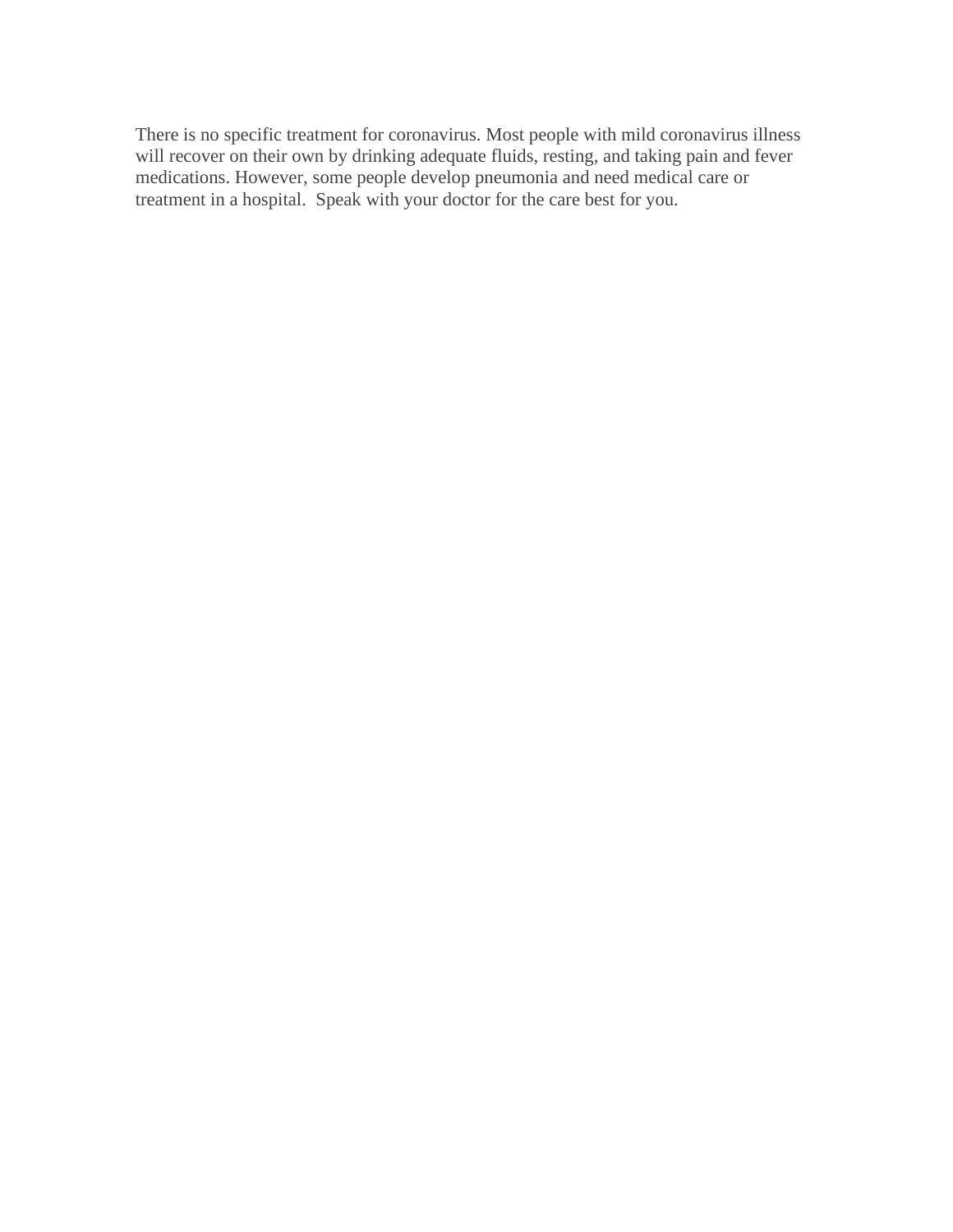There is no specific treatment for coronavirus. Most people with mild coronavirus illness will recover on their own by drinking adequate fluids, resting, and taking pain and fever medications. However, some people develop pneumonia and need medical care or treatment in a hospital.  Speak with your doctor for the care best for you.